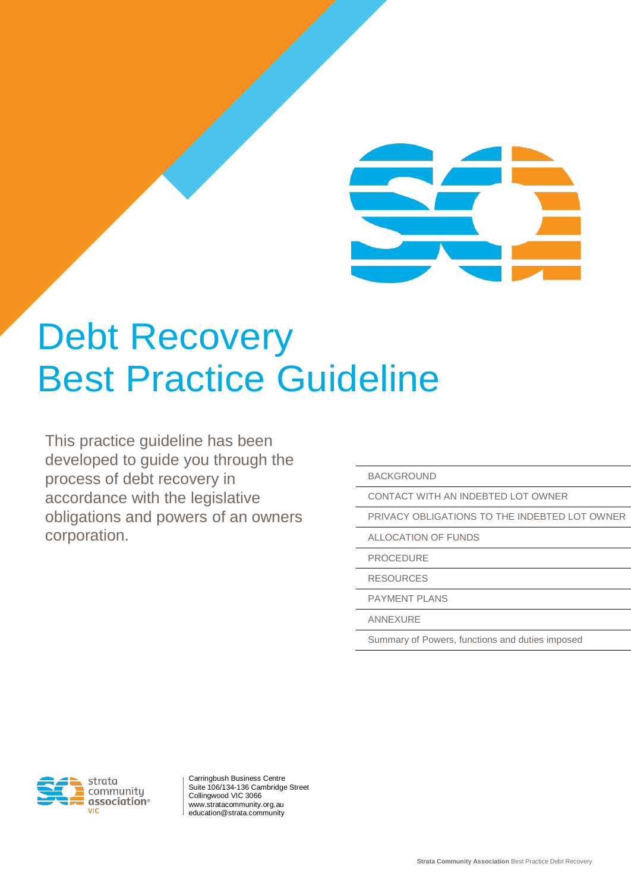# Debt Recovery Best Practice Guideline

This practice guideline has been developed to guide you through the process of debt recovery in accordance with the legislative obligations and powers of an owners corporation.

- BACKGROUND
- CONTACT WITH AN INDEBTED LOT OWNER
- PRIVACY OBLIGATIONS TO THE INDEBTED LOT OWNER
- ALLOCATION OF FUNDS
- PROCEDURE
- RESOURCES
- PAYMENT PLANS
- ANNEXURE
- Summary of Powers, functions and duties imposed

strata community association VIC

Carringbush Business Centre
Suite 106/134-136 Cambridge Street
Collingwood VIC 3066
www.stratacommunity.org.au
education@strata.community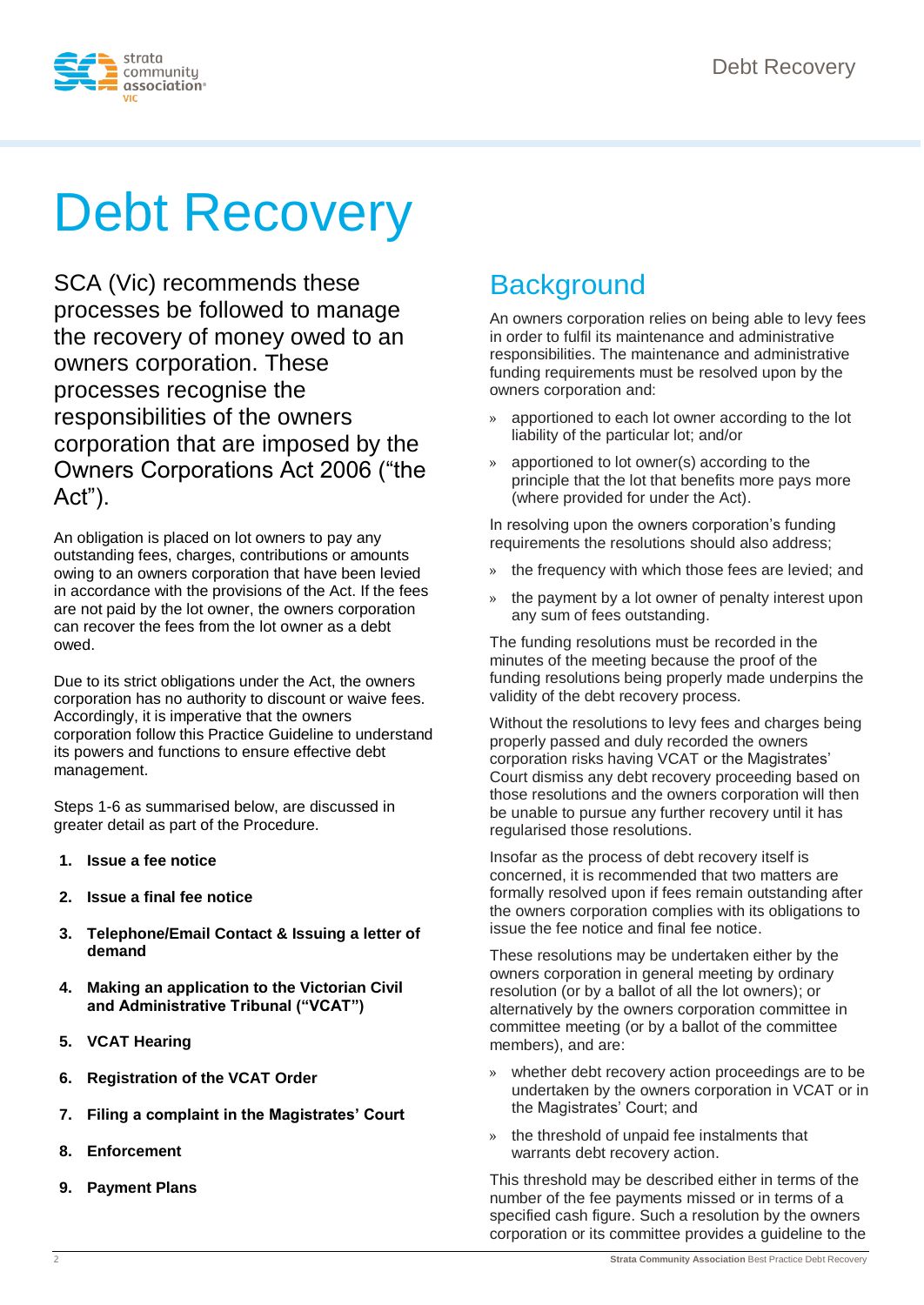# Debt Recovery

SCA (Vic) recommends these processes be followed to manage the recovery of money owed to an owners corporation. These processes recognise the responsibilities of the owners corporation that are imposed by the Owners Corporations Act 2006 ("the Act").

An obligation is placed on lot owners to pay any outstanding fees, charges, contributions or amounts owing to an owners corporation that have been levied in accordance with the provisions of the Act. If the fees are not paid by the lot owner, the owners corporation can recover the fees from the lot owner as a debt owed.

Due to its strict obligations under the Act, the owners corporation has no authority to discount or waive fees. Accordingly, it is imperative that the owners corporation follow this Practice Guideline to understand its powers and functions to ensure effective debt management.

Steps 1-6 as summarised below, are discussed in greater detail as part of the Procedure.

1. **Issue a fee notice**
2. **Issue a final fee notice**
3. **Telephone/Email Contact & Issuing a letter of demand**
4. **Making an application to the Victorian Civil and Administrative Tribunal ("VCAT")**
5. **VCAT Hearing**
6. **Registration of the VCAT Order**
7. **Filing a complaint in the Magistrates' Court**
8. **Enforcement**
9. **Payment Plans**

## Background

An owners corporation relies on being able to levy fees in order to fulfil its maintenance and administrative responsibilities. The maintenance and administrative funding requirements must be resolved upon by the owners corporation and:

- apportioned to each lot owner according to the lot liability of the particular lot; and/or
- apportioned to lot owner(s) according to the principle that the lot that benefits more pays more (where provided for under the Act).

In resolving upon the owners corporation's funding requirements the resolutions should also address;

- the frequency with which those fees are levied; and
- the payment by a lot owner of penalty interest upon any sum of fees outstanding.

The funding resolutions must be recorded in the minutes of the meeting because the proof of the funding resolutions being properly made underpins the validity of the debt recovery process.

Without the resolutions to levy fees and charges being properly passed and duly recorded the owners corporation risks having VCAT or the Magistrates' Court dismiss any debt recovery proceeding based on those resolutions and the owners corporation will then be unable to pursue any further recovery until it has regularised those resolutions.

Insofar as the process of debt recovery itself is concerned, it is recommended that two matters are formally resolved upon if fees remain outstanding after the owners corporation complies with its obligations to issue the fee notice and final fee notice.

These resolutions may be undertaken either by the owners corporation in general meeting by ordinary resolution (or by a ballot of all the lot owners); or alternatively by the owners corporation committee in committee meeting (or by a ballot of the committee members), and are:

- whether debt recovery action proceedings are to be undertaken by the owners corporation in VCAT or in the Magistrates' Court; and
- the threshold of unpaid fee instalments that warrants debt recovery action.

This threshold may be described either in terms of the number of the fee payments missed or in terms of a specified cash figure. Such a resolution by the owners corporation or its committee provides a guideline to the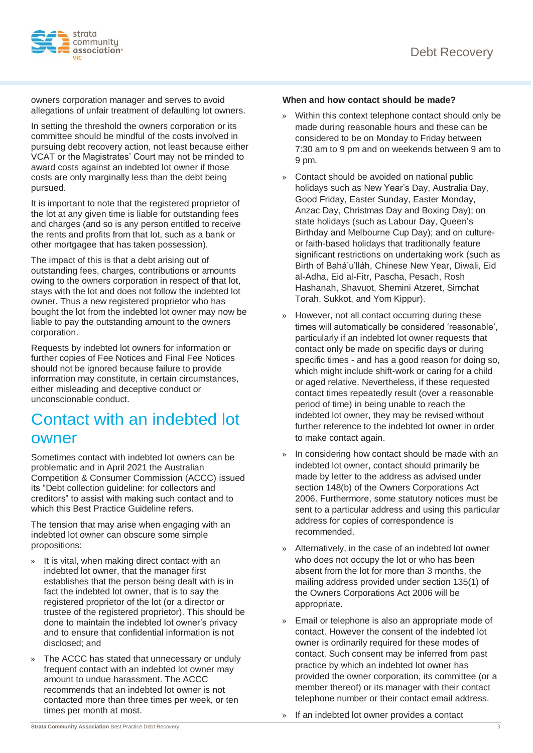owners corporation manager and serves to avoid allegations of unfair treatment of defaulting lot owners.

In setting the threshold the owners corporation or its committee should be mindful of the costs involved in pursuing debt recovery action, not least because either VCAT or the Magistrates' Court may not be minded to award costs against an indebted lot owner if those costs are only marginally less than the debt being pursued.

It is important to note that the registered proprietor of the lot at any given time is liable for outstanding fees and charges (and so is any person entitled to receive the rents and profits from that lot, such as a bank or other mortgagee that has taken possession).

The impact of this is that a debt arising out of outstanding fees, charges, contributions or amounts owing to the owners corporation in respect of that lot, stays with the lot and does not follow the indebted lot owner. Thus a new registered proprietor who has bought the lot from the indebted lot owner may now be liable to pay the outstanding amount to the owners corporation.

Requests by indebted lot owners for information or further copies of Fee Notices and Final Fee Notices should not be ignored because failure to provide information may constitute, in certain circumstances, either misleading and deceptive conduct or unconscionable conduct.

## Contact with an indebted lot owner

Sometimes contact with indebted lot owners can be problematic and in April 2021 the Australian Competition & Consumer Commission (ACCC) issued its "Debt collection guideline: for collectors and creditors" to assist with making such contact and to which this Best Practice Guideline refers.

The tension that may arise when engaging with an indebted lot owner can obscure some simple propositions:

- It is vital, when making direct contact with an indebted lot owner, that the manager first establishes that the person being dealt with is in fact the indebted lot owner, that is to say the registered proprietor of the lot (or a director or trustee of the registered proprietor). This should be done to maintain the indebted lot owner's privacy and to ensure that confidential information is not disclosed; and
- The ACCC has stated that unnecessary or unduly frequent contact with an indebted lot owner may amount to undue harassment. The ACCC recommends that an indebted lot owner is not contacted more than three times per week, or ten times per month at most.

**When and how contact should be made?**

- Within this context telephone contact should only be made during reasonable hours and these can be considered to be on Monday to Friday between 7:30 am to 9 pm and on weekends between 9 am to 9 pm.
- Contact should be avoided on national public holidays such as New Year's Day, Australia Day, Good Friday, Easter Sunday, Easter Monday, Anzac Day, Christmas Day and Boxing Day); on state holidays (such as Labour Day, Queen's Birthday and Melbourne Cup Day); and on culture- or faith-based holidays that traditionally feature significant restrictions on undertaking work (such as Birth of Bahá'u'lláh, Chinese New Year, Diwali, Eid al-Adha, Eid al-Fitr, Pascha, Pesach, Rosh Hashanah, Shavuot, Shemini Atzeret, Simchat Torah, Sukkot, and Yom Kippur).
- However, not all contact occurring during these times will automatically be considered 'reasonable', particularly if an indebted lot owner requests that contact only be made on specific days or during specific times - and has a good reason for doing so, which might include shift-work or caring for a child or aged relative. Nevertheless, if these requested contact times repeatedly result (over a reasonable period of time) in being unable to reach the indebted lot owner, they may be revised without further reference to the indebted lot owner in order to make contact again.
- In considering how contact should be made with an indebted lot owner, contact should primarily be made by letter to the address as advised under section 148(b) of the Owners Corporations Act 2006. Furthermore, some statutory notices must be sent to a particular address and using this particular address for copies of correspondence is recommended.
- Alternatively, in the case of an indebted lot owner who does not occupy the lot or who has been absent from the lot for more than 3 months, the mailing address provided under section 135(1) of the Owners Corporations Act 2006 will be appropriate.
- Email or telephone is also an appropriate mode of contact. However the consent of the indebted lot owner is ordinarily required for these modes of contact. Such consent may be inferred from past practice by which an indebted lot owner has provided the owner corporation, its committee (or a member thereof) or its manager with their contact telephone number or their contact email address.
- If an indebted lot owner provides a contact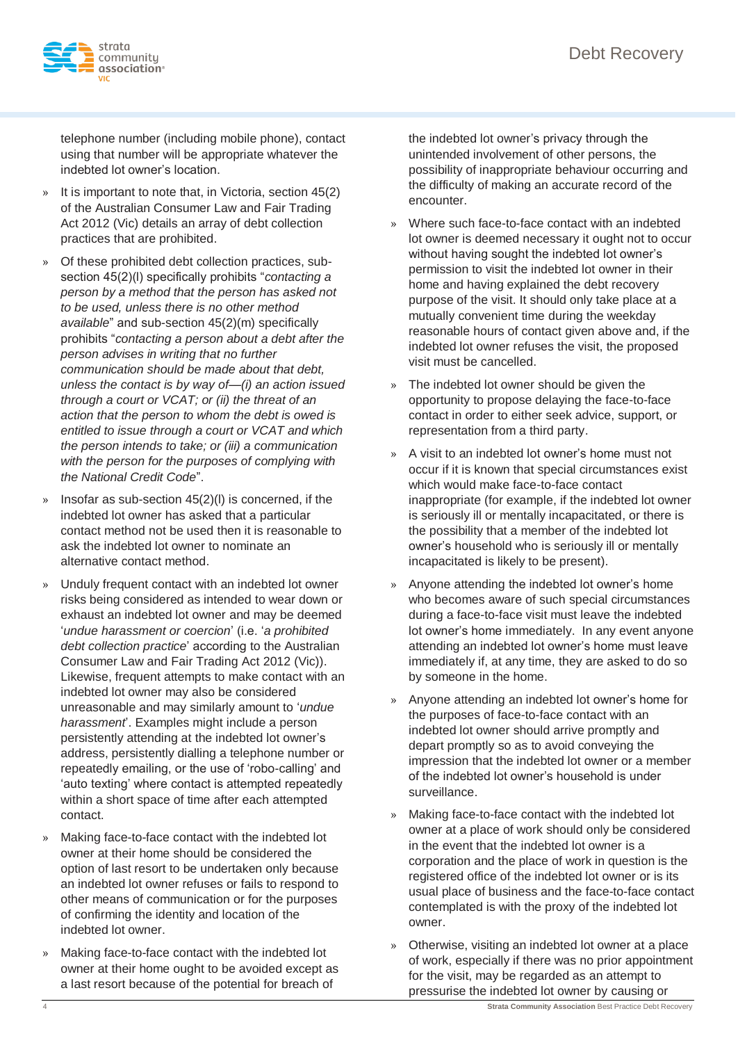telephone number (including mobile phone), contact using that number will be appropriate whatever the indebted lot owner's location.

- It is important to note that, in Victoria, section 45(2) of the Australian Consumer Law and Fair Trading Act 2012 (Vic) details an array of debt collection practices that are prohibited.
- Of these prohibited debt collection practices, sub-section 45(2)(l) specifically prohibits "*contacting a person by a method that the person has asked not to be used, unless there is no other method available*" and sub-section 45(2)(m) specifically prohibits "*contacting a person about a debt after the person advises in writing that no further communication should be made about that debt, unless the contact is by way of—(i) an action issued through a court or VCAT; or (ii) the threat of an action that the person to whom the debt is owed is entitled to issue through a court or VCAT and which the person intends to take; or (iii) a communication with the person for the purposes of complying with the National Credit Code*".
- Insofar as sub-section 45(2)(l) is concerned, if the indebted lot owner has asked that a particular contact method not be used then it is reasonable to ask the indebted lot owner to nominate an alternative contact method.
- Unduly frequent contact with an indebted lot owner risks being considered as intended to wear down or exhaust an indebted lot owner and may be deemed '*undue harassment or coercion*' (i.e. '*a prohibited debt collection practice*' according to the Australian Consumer Law and Fair Trading Act 2012 (Vic)). Likewise, frequent attempts to make contact with an indebted lot owner may also be considered unreasonable and may similarly amount to '*undue harassment*'. Examples might include a person persistently attending at the indebted lot owner's address, persistently dialling a telephone number or repeatedly emailing, or the use of 'robo-calling' and 'auto texting' where contact is attempted repeatedly within a short space of time after each attempted contact.
- Making face-to-face contact with the indebted lot owner at their home should be considered the option of last resort to be undertaken only because an indebted lot owner refuses or fails to respond to other means of communication or for the purposes of confirming the identity and location of the indebted lot owner.
- Making face-to-face contact with the indebted lot owner at their home ought to be avoided except as a last resort because of the potential for breach of the indebted lot owner's privacy through the unintended involvement of other persons, the possibility of inappropriate behaviour occurring and the difficulty of making an accurate record of the encounter.
- Where such face-to-face contact with an indebted lot owner is deemed necessary it ought not to occur without having sought the indebted lot owner's permission to visit the indebted lot owner in their home and having explained the debt recovery purpose of the visit. It should only take place at a mutually convenient time during the weekday reasonable hours of contact given above and, if the indebted lot owner refuses the visit, the proposed visit must be cancelled.
- The indebted lot owner should be given the opportunity to propose delaying the face-to-face contact in order to either seek advice, support, or representation from a third party.
- A visit to an indebted lot owner's home must not occur if it is known that special circumstances exist which would make face-to-face contact inappropriate (for example, if the indebted lot owner is seriously ill or mentally incapacitated, or there is the possibility that a member of the indebted lot owner's household who is seriously ill or mentally incapacitated is likely to be present).
- Anyone attending the indebted lot owner's home who becomes aware of such special circumstances during a face-to-face visit must leave the indebted lot owner's home immediately. In any event anyone attending an indebted lot owner's home must leave immediately if, at any time, they are asked to do so by someone in the home.
- Anyone attending an indebted lot owner's home for the purposes of face-to-face contact with an indebted lot owner should arrive promptly and depart promptly so as to avoid conveying the impression that the indebted lot owner or a member of the indebted lot owner's household is under surveillance.
- Making face-to-face contact with the indebted lot owner at a place of work should only be considered in the event that the indebted lot owner is a corporation and the place of work in question is the registered office of the indebted lot owner or is its usual place of business and the face-to-face contact contemplated is with the proxy of the indebted lot owner.
- Otherwise, visiting an indebted lot owner at a place of work, especially if there was no prior appointment for the visit, may be regarded as an attempt to pressurise the indebted lot owner by causing or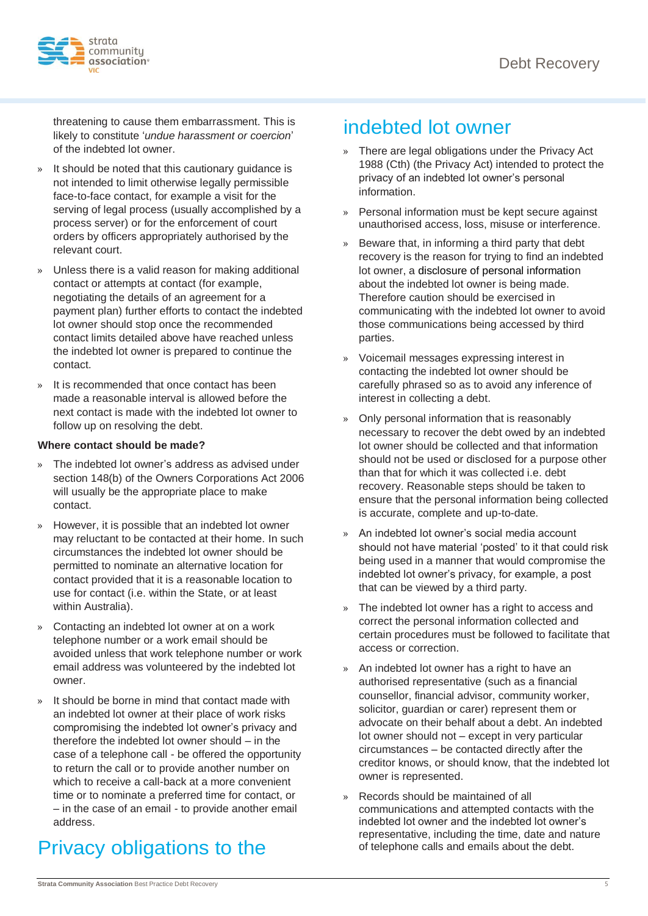threatening to cause them embarrassment. This is likely to constitute '*undue harassment or coercion*' of the indebted lot owner.

- It should be noted that this cautionary guidance is not intended to limit otherwise legally permissible face-to-face contact, for example a visit for the serving of legal process (usually accomplished by a process server) or for the enforcement of court orders by officers appropriately authorised by the relevant court.
- Unless there is a valid reason for making additional contact or attempts at contact (for example, negotiating the details of an agreement for a payment plan) further efforts to contact the indebted lot owner should stop once the recommended contact limits detailed above have reached unless the indebted lot owner is prepared to continue the contact.
- It is recommended that once contact has been made a reasonable interval is allowed before the next contact is made with the indebted lot owner to follow up on resolving the debt.

**Where contact should be made?**

- The indebted lot owner's address as advised under section 148(b) of the Owners Corporations Act 2006 will usually be the appropriate place to make contact.
- However, it is possible that an indebted lot owner may reluctant to be contacted at their home. In such circumstances the indebted lot owner should be permitted to nominate an alternative location for contact provided that it is a reasonable location to use for contact (i.e. within the State, or at least within Australia).
- Contacting an indebted lot owner at on a work telephone number or a work email should be avoided unless that work telephone number or work email address was volunteered by the indebted lot owner.
- It should be borne in mind that contact made with an indebted lot owner at their place of work risks compromising the indebted lot owner's privacy and therefore the indebted lot owner should – in the case of a telephone call - be offered the opportunity to return the call or to provide another number on which to receive a call-back at a more convenient time or to nominate a preferred time for contact, or – in the case of an email - to provide another email address.

# Privacy obligations to the indebted lot owner

- There are legal obligations under the Privacy Act 1988 (Cth) (the Privacy Act) intended to protect the privacy of an indebted lot owner's personal information.
- Personal information must be kept secure against unauthorised access, loss, misuse or interference.
- Beware that, in informing a third party that debt recovery is the reason for trying to find an indebted lot owner, a disclosure of personal information about the indebted lot owner is being made. Therefore caution should be exercised in communicating with the indebted lot owner to avoid those communications being accessed by third parties.
- Voicemail messages expressing interest in contacting the indebted lot owner should be carefully phrased so as to avoid any inference of interest in collecting a debt.
- Only personal information that is reasonably necessary to recover the debt owed by an indebted lot owner should be collected and that information should not be used or disclosed for a purpose other than that for which it was collected i.e. debt recovery. Reasonable steps should be taken to ensure that the personal information being collected is accurate, complete and up-to-date.
- An indebted lot owner's social media account should not have material 'posted' to it that could risk being used in a manner that would compromise the indebted lot owner's privacy, for example, a post that can be viewed by a third party.
- The indebted lot owner has a right to access and correct the personal information collected and certain procedures must be followed to facilitate that access or correction.
- An indebted lot owner has a right to have an authorised representative (such as a financial counsellor, financial advisor, community worker, solicitor, guardian or carer) represent them or advocate on their behalf about a debt. An indebted lot owner should not – except in very particular circumstances – be contacted directly after the creditor knows, or should know, that the indebted lot owner is represented.
- Records should be maintained of all communications and attempted contacts with the indebted lot owner and the indebted lot owner's representative, including the time, date and nature of telephone calls and emails about the debt.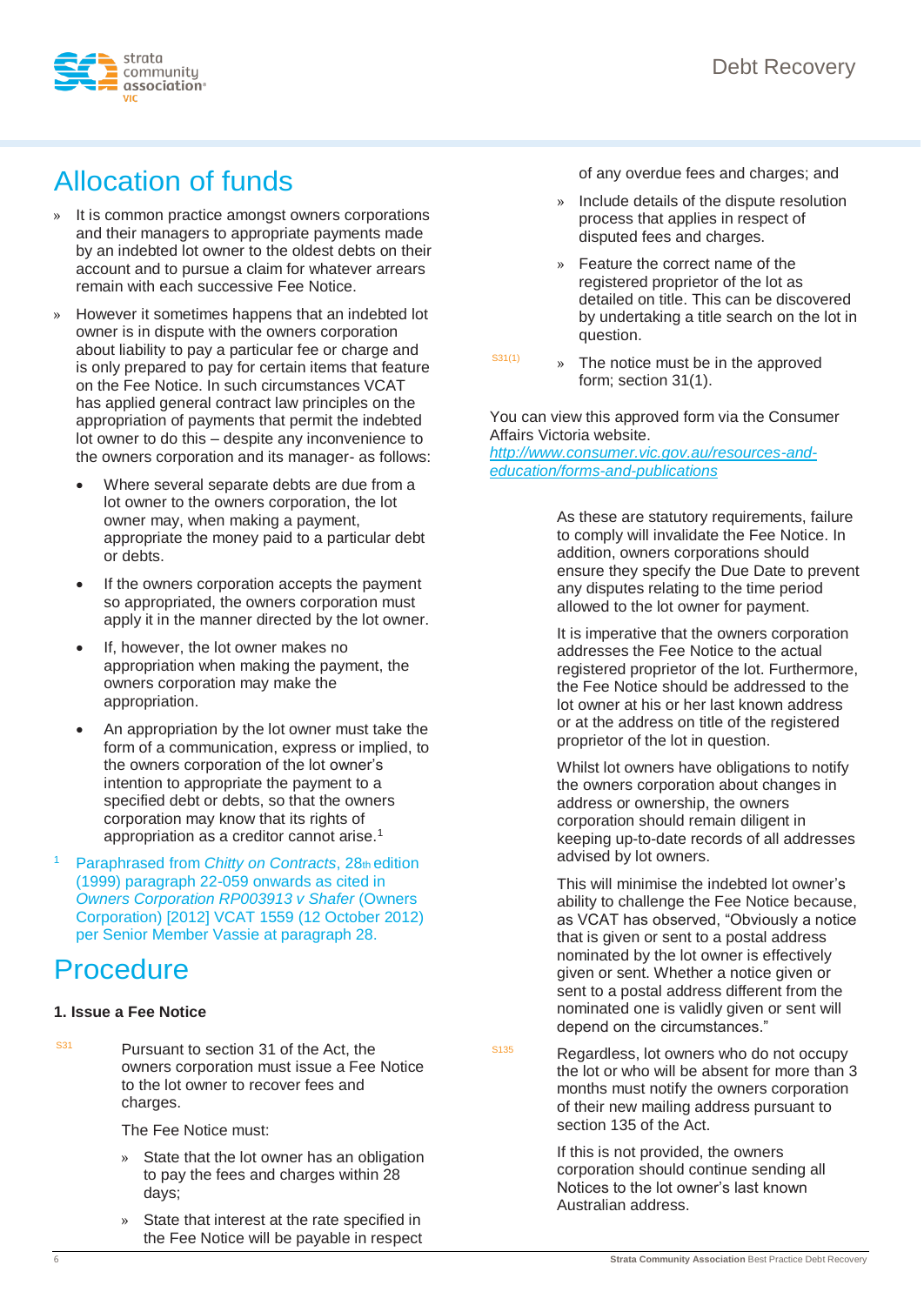## Allocation of funds

- It is common practice amongst owners corporations and their managers to appropriate payments made by an indebted lot owner to the oldest debts on their account and to pursue a claim for whatever arrears remain with each successive Fee Notice.
- However it sometimes happens that an indebted lot owner is in dispute with the owners corporation about liability to pay a particular fee or charge and is only prepared to pay for certain items that feature on the Fee Notice. In such circumstances VCAT has applied general contract law principles on the appropriation of payments that permit the indebted lot owner to do this – despite any inconvenience to the owners corporation and its manager- as follows:
  - Where several separate debts are due from a lot owner to the owners corporation, the lot owner may, when making a payment, appropriate the money paid to a particular debt or debts.
  - If the owners corporation accepts the payment so appropriated, the owners corporation must apply it in the manner directed by the lot owner.
  - If, however, the lot owner makes no appropriation when making the payment, the owners corporation may make the appropriation.
  - An appropriation by the lot owner must take the form of a communication, express or implied, to the owners corporation of the lot owner's intention to appropriate the payment to a specified debt or debts, so that the owners corporation may know that its rights of appropriation as a creditor cannot arise.[1]

[1] Paraphrased from *Chitty on Contracts*, 28th edition (1999) paragraph 22-059 onwards as cited in *Owners Corporation RP003913 v Shafer* (Owners Corporation) [2012] VCAT 1559 (12 October 2012) per Senior Member Vassie at paragraph 28.

## Procedure

**1. Issue a Fee Notice**

S31

Pursuant to section 31 of the Act, the owners corporation must issue a Fee Notice to the lot owner to recover fees and charges.

The Fee Notice must:

- State that the lot owner has an obligation to pay the fees and charges within 28 days;
- State that interest at the rate specified in the Fee Notice will be payable in respect of any overdue fees and charges; and
- Include details of the dispute resolution process that applies in respect of disputed fees and charges.
- Feature the correct name of the registered proprietor of the lot as detailed on title. This can be discovered by undertaking a title search on the lot in question.
- The notice must be in the approved form; section 31(1). (S31(1))

You can view this approved form via the Consumer Affairs Victoria website. [http://www.consumer.vic.gov.au/resources-and-education/forms-and-publications](http://www.consumer.vic.gov.au/resources-and-education/forms-and-publications)

As these are statutory requirements, failure to comply will invalidate the Fee Notice. In addition, owners corporations should ensure they specify the Due Date to prevent any disputes relating to the time period allowed to the lot owner for payment.

It is imperative that the owners corporation addresses the Fee Notice to the actual registered proprietor of the lot. Furthermore, the Fee Notice should be addressed to the lot owner at his or her last known address or at the address on title of the registered proprietor of the lot in question.

Whilst lot owners have obligations to notify the owners corporation about changes in address or ownership, the owners corporation should remain diligent in keeping up-to-date records of all addresses advised by lot owners.

This will minimise the indebted lot owner's ability to challenge the Fee Notice because, as VCAT has observed, "Obviously a notice that is given or sent to a postal address nominated by the lot owner is effectively given or sent. Whether a notice given or sent to a postal address different from the nominated one is validly given or sent will depend on the circumstances."

S135

Regardless, lot owners who do not occupy the lot or who will be absent for more than 3 months must notify the owners corporation of their new mailing address pursuant to section 135 of the Act.

If this is not provided, the owners corporation should continue sending all Notices to the lot owner's last known Australian address.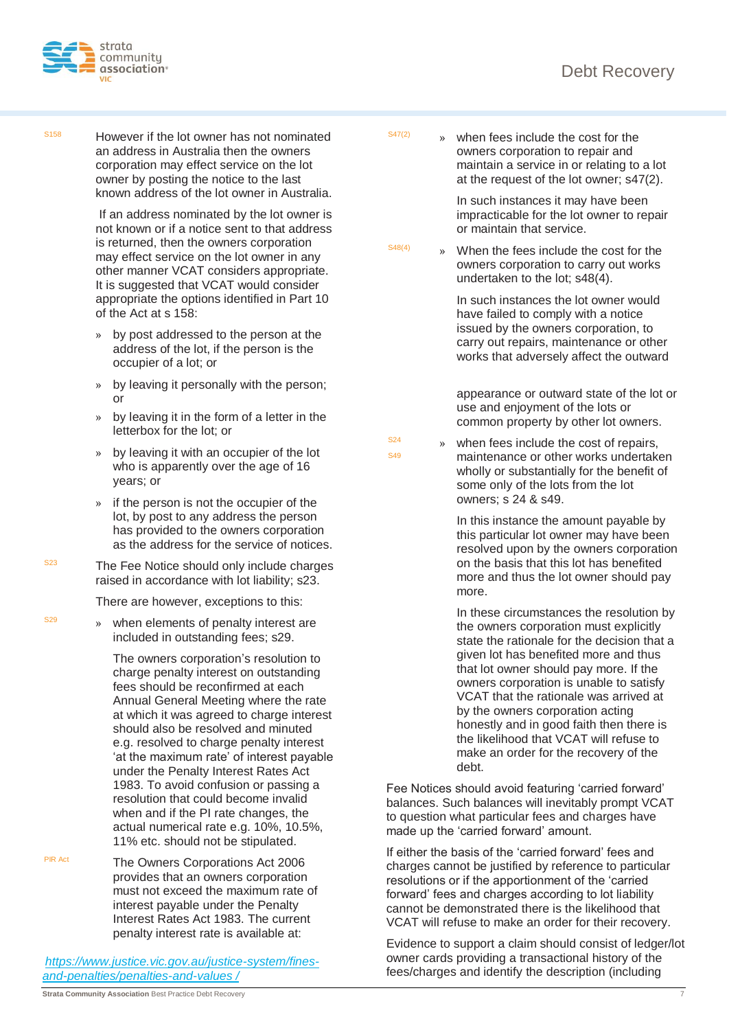S158 However if the lot owner has not nominated an address in Australia then the owners corporation may effect service on the lot owner by posting the notice to the last known address of the lot owner in Australia.

If an address nominated by the lot owner is not known or if a notice sent to that address is returned, then the owners corporation may effect service on the lot owner in any other manner VCAT considers appropriate. It is suggested that VCAT would consider appropriate the options identified in Part 10 of the Act at s 158:

- by post addressed to the person at the address of the lot, if the person is the occupier of a lot; or
- by leaving it personally with the person; or
- by leaving it in the form of a letter in the letterbox for the lot; or
- by leaving it with an occupier of the lot who is apparently over the age of 16 years; or
- if the person is not the occupier of the lot, by post to any address the person has provided to the owners corporation as the address for the service of notices.

S23 The Fee Notice should only include charges raised in accordance with lot liability; s23.

There are however, exceptions to this:

S29

- when elements of penalty interest are included in outstanding fees; s29.

  The owners corporation's resolution to charge penalty interest on outstanding fees should be reconfirmed at each Annual General Meeting where the rate at which it was agreed to charge interest should also be resolved and minuted e.g. resolved to charge penalty interest 'at the maximum rate' of interest payable under the Penalty Interest Rates Act 1983. To avoid confusion or passing a resolution that could become invalid when and if the PI rate changes, the actual numerical rate e.g. 10%, 10.5%, 11% etc. should not be stipulated.

PIR Act The Owners Corporations Act 2006 provides that an owners corporation must not exceed the maximum rate of interest payable under the Penalty Interest Rates Act 1983. The current penalty interest rate is available at:

https://www.justice.vic.gov.au/justice-system/fines-and-penalties/penalties-and-values /

S47(2)

- when fees include the cost for the owners corporation to repair and maintain a service in or relating to a lot at the request of the lot owner; s47(2).

  In such instances it may have been impracticable for the lot owner to repair or maintain that service.

S48(4)

- When the fees include the cost for the owners corporation to carry out works undertaken to the lot; s48(4).

  In such instances the lot owner would have failed to comply with a notice issued by the owners corporation, to carry out repairs, maintenance or other works that adversely affect the outward appearance or outward state of the lot or use and enjoyment of the lots or common property by other lot owners.

S24
S49

- when fees include the cost of repairs, maintenance or other works undertaken wholly or substantially for the benefit of some only of the lots from the lot owners; s 24 & s49.

  In this instance the amount payable by this particular lot owner may have been resolved upon by the owners corporation on the basis that this lot has benefited more and thus the lot owner should pay more.

  In these circumstances the resolution by the owners corporation must explicitly state the rationale for the decision that a given lot has benefited more and thus that lot owner should pay more. If the owners corporation is unable to satisfy VCAT that the rationale was arrived at by the owners corporation acting honestly and in good faith then there is the likelihood that VCAT will refuse to make an order for the recovery of the debt.

Fee Notices should avoid featuring 'carried forward' balances. Such balances will inevitably prompt VCAT to question what particular fees and charges have made up the 'carried forward' amount.

If either the basis of the 'carried forward' fees and charges cannot be justified by reference to particular resolutions or if the apportionment of the 'carried forward' fees and charges according to lot liability cannot be demonstrated there is the likelihood that VCAT will refuse to make an order for their recovery.

Evidence to support a claim should consist of ledger/lot owner cards providing a transactional history of the fees/charges and identify the description (including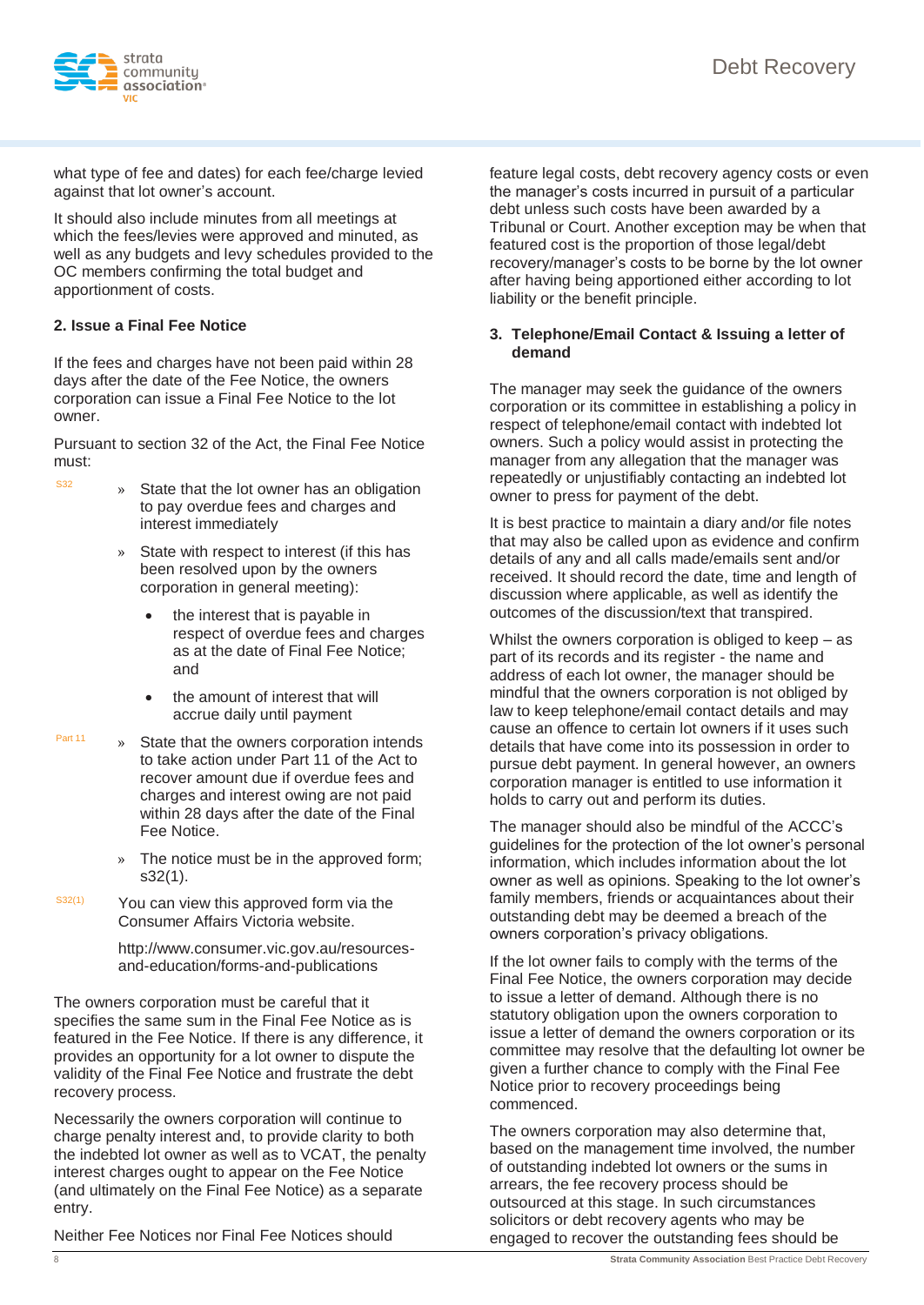what type of fee and dates) for each fee/charge levied against that lot owner's account.

It should also include minutes from all meetings at which the fees/levies were approved and minuted, as well as any budgets and levy schedules provided to the OC members confirming the total budget and apportionment of costs.

### 2. Issue a Final Fee Notice

If the fees and charges have not been paid within 28 days after the date of the Fee Notice, the owners corporation can issue a Final Fee Notice to the lot owner.

Pursuant to section 32 of the Act, the Final Fee Notice must:

S32

- State that the lot owner has an obligation to pay overdue fees and charges and interest immediately
- State with respect to interest (if this has been resolved upon by the owners corporation in general meeting):
  - the interest that is payable in respect of overdue fees and charges as at the date of Final Fee Notice; and
  - the amount of interest that will accrue daily until payment

Part 11

- State that the owners corporation intends to take action under Part 11 of the Act to recover amount due if overdue fees and charges and interest owing are not paid within 28 days after the date of the Final Fee Notice.
- The notice must be in the approved form; s32(1).

S32(1)

You can view this approved form via the Consumer Affairs Victoria website.

http://www.consumer.vic.gov.au/resources-and-education/forms-and-publications

The owners corporation must be careful that it specifies the same sum in the Final Fee Notice as is featured in the Fee Notice. If there is any difference, it provides an opportunity for a lot owner to dispute the validity of the Final Fee Notice and frustrate the debt recovery process.

Necessarily the owners corporation will continue to charge penalty interest and, to provide clarity to both the indebted lot owner as well as to VCAT, the penalty interest charges ought to appear on the Fee Notice (and ultimately on the Final Fee Notice) as a separate entry.

Neither Fee Notices nor Final Fee Notices should feature legal costs, debt recovery agency costs or even the manager's costs incurred in pursuit of a particular debt unless such costs have been awarded by a Tribunal or Court. Another exception may be when that featured cost is the proportion of those legal/debt recovery/manager's costs to be borne by the lot owner after having being apportioned either according to lot liability or the benefit principle.

### 3. Telephone/Email Contact & Issuing a letter of demand

The manager may seek the guidance of the owners corporation or its committee in establishing a policy in respect of telephone/email contact with indebted lot owners. Such a policy would assist in protecting the manager from any allegation that the manager was repeatedly or unjustifiably contacting an indebted lot owner to press for payment of the debt.

It is best practice to maintain a diary and/or file notes that may also be called upon as evidence and confirm details of any and all calls made/emails sent and/or received. It should record the date, time and length of discussion where applicable, as well as identify the outcomes of the discussion/text that transpired.

Whilst the owners corporation is obliged to keep – as part of its records and its register - the name and address of each lot owner, the manager should be mindful that the owners corporation is not obliged by law to keep telephone/email contact details and may cause an offence to certain lot owners if it uses such details that have come into its possession in order to pursue debt payment. In general however, an owners corporation manager is entitled to use information it holds to carry out and perform its duties.

The manager should also be mindful of the ACCC's guidelines for the protection of the lot owner's personal information, which includes information about the lot owner as well as opinions. Speaking to the lot owner's family members, friends or acquaintances about their outstanding debt may be deemed a breach of the owners corporation's privacy obligations.

If the lot owner fails to comply with the terms of the Final Fee Notice, the owners corporation may decide to issue a letter of demand. Although there is no statutory obligation upon the owners corporation to issue a letter of demand the owners corporation or its committee may resolve that the defaulting lot owner be given a further chance to comply with the Final Fee Notice prior to recovery proceedings being commenced.

The owners corporation may also determine that, based on the management time involved, the number of outstanding indebted lot owners or the sums in arrears, the fee recovery process should be outsourced at this stage. In such circumstances solicitors or debt recovery agents who may be engaged to recover the outstanding fees should be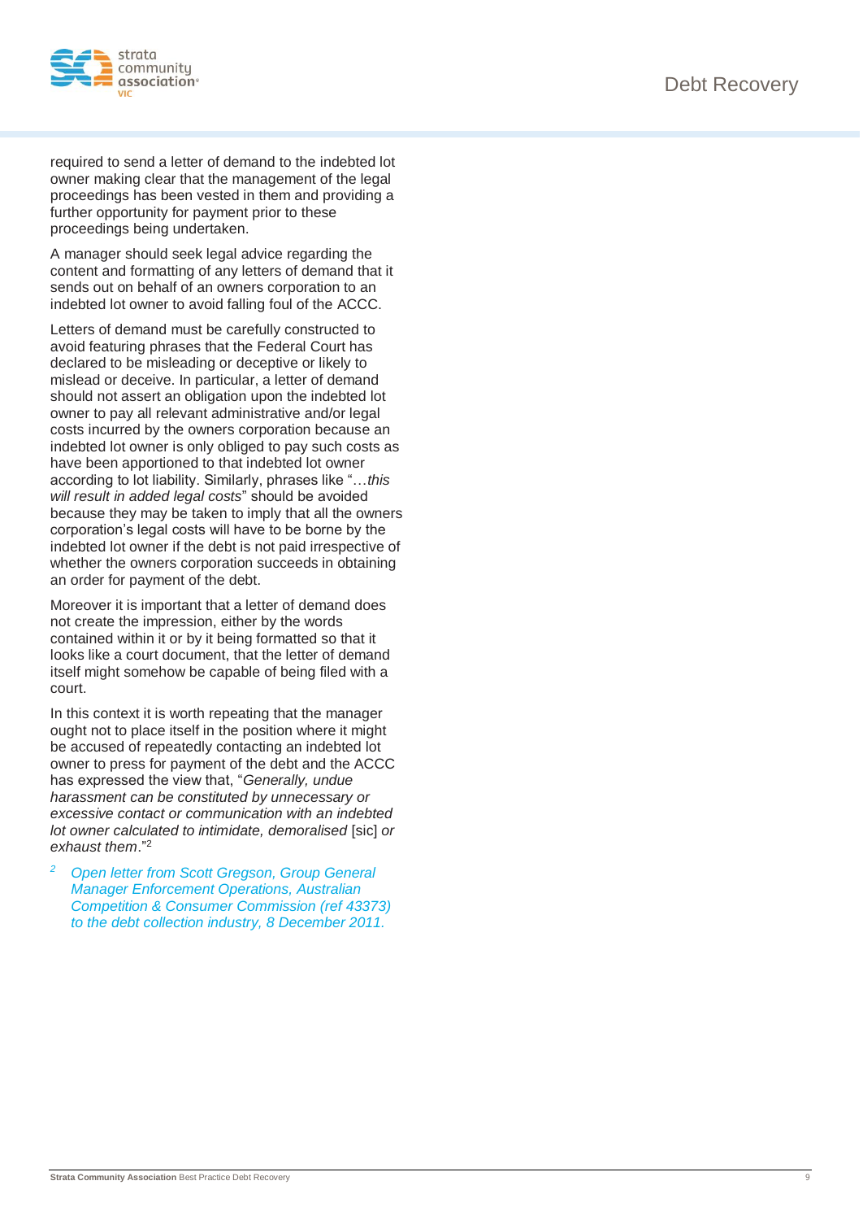required to send a letter of demand to the indebted lot owner making clear that the management of the legal proceedings has been vested in them and providing a further opportunity for payment prior to these proceedings being undertaken.

A manager should seek legal advice regarding the content and formatting of any letters of demand that it sends out on behalf of an owners corporation to an indebted lot owner to avoid falling foul of the ACCC.

Letters of demand must be carefully constructed to avoid featuring phrases that the Federal Court has declared to be misleading or deceptive or likely to mislead or deceive. In particular, a letter of demand should not assert an obligation upon the indebted lot owner to pay all relevant administrative and/or legal costs incurred by the owners corporation because an indebted lot owner is only obliged to pay such costs as have been apportioned to that indebted lot owner according to lot liability. Similarly, phrases like "*…this will result in added legal costs*" should be avoided because they may be taken to imply that all the owners corporation's legal costs will have to be borne by the indebted lot owner if the debt is not paid irrespective of whether the owners corporation succeeds in obtaining an order for payment of the debt.

Moreover it is important that a letter of demand does not create the impression, either by the words contained within it or by it being formatted so that it looks like a court document, that the letter of demand itself might somehow be capable of being filed with a court.

In this context it is worth repeating that the manager ought not to place itself in the position where it might be accused of repeatedly contacting an indebted lot owner to press for payment of the debt and the ACCC has expressed the view that, "*Generally, undue harassment can be constituted by unnecessary or excessive contact or communication with an indebted lot owner calculated to intimidate, demoralised* [sic] *or exhaust them*."[2]

[2] *Open letter from Scott Gregson, Group General Manager Enforcement Operations, Australian Competition & Consumer Commission (ref 43373) to the debt collection industry, 8 December 2011.*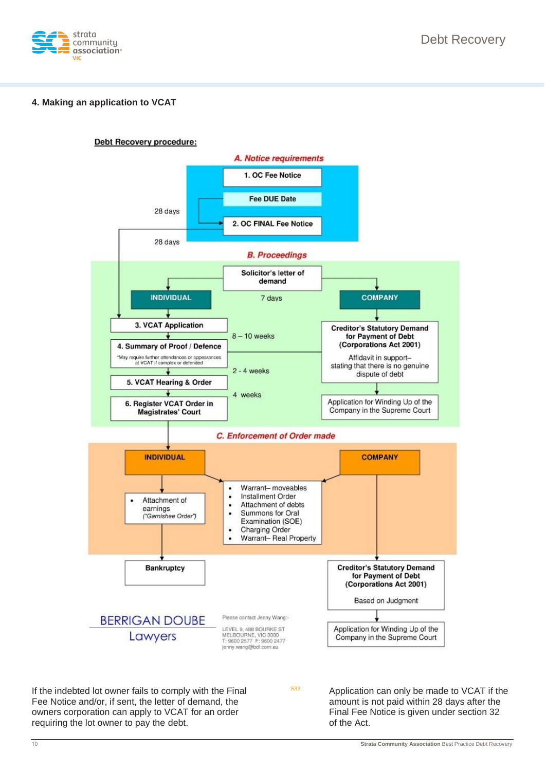## 4. Making an application to VCAT

**Debt Recovery procedure:**

***A. Notice requirements***

1. OC Fee Notice
   - Fee DUE Date
   - 28 days
2. OC FINAL Fee Notice
   - 28 days

***B. Proceedings***

Solicitor's letter of demand

7 days

**INDIVIDUAL**

3. VCAT Application
   - 8 – 10 weeks
4. Summary of Proof / Defence
   - *May require further attendances or appearances at VCAT if complex or defended
   - 2 - 4 weeks
5. VCAT Hearing & Order
   - 4 weeks
6. Register VCAT Order in Magistrates' Court

**COMPANY**

- Creditor's Statutory Demand for Payment of Debt (Corporations Act 2001)
  - Affidavit in support– stating that there is no genuine dispute of debt
- Application for Winding Up of the Company in the Supreme Court

***C. Enforcement of Order made***

**INDIVIDUAL**

- Attachment of earnings (*"Garnishee Order"*)
- Bankruptcy

**INDIVIDUAL / COMPANY**

- Warrant– moveables
- Installment Order
- Attachment of debts
- Summons for Oral Examination (SOE)
- Charging Order
- Warrant– Real Property

**COMPANY**

- Creditor's Statutory Demand for Payment of Debt (Corporations Act 2001)
  - Based on Judgment
- Application for Winding Up of the Company in the Supreme Court

BERRIGAN DOUBE Lawyers

Please contact Jenny Wang:-

LEVEL 9, 488 BOURKE ST
MELBOURNE, VIC 3000
T: 9600 2577 F: 9600 2477
jenny.wang@bdl.com.au

If the indebted lot owner fails to comply with the Final Fee Notice and/or, if sent, the letter of demand, the owners corporation can apply to VCAT for an order requiring the lot owner to pay the debt.

S32

Application can only be made to VCAT if the amount is not paid within 28 days after the Final Fee Notice is given under section 32 of the Act.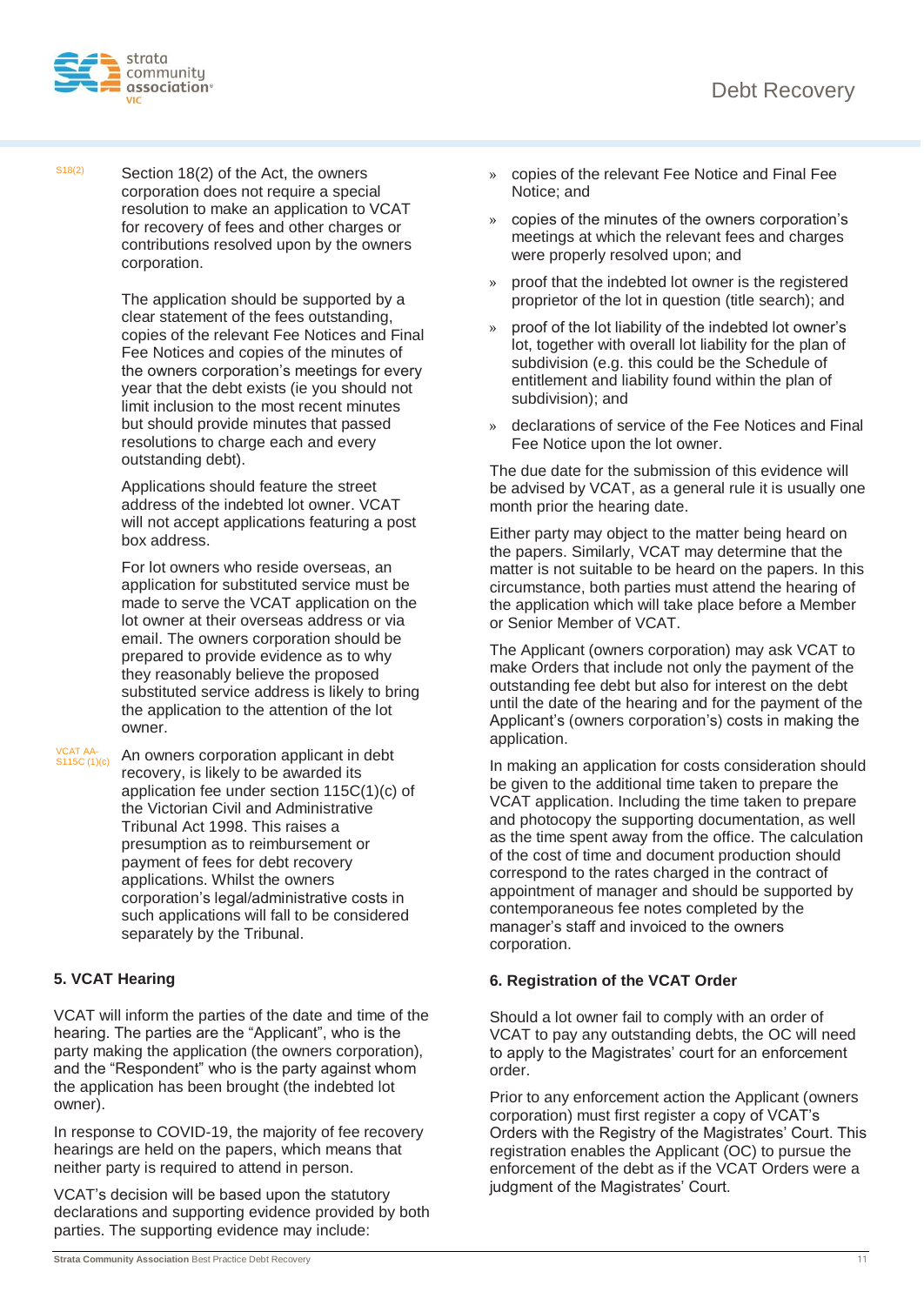S18(2)

Section 18(2) of the Act, the owners corporation does not require a special resolution to make an application to VCAT for recovery of fees and other charges or contributions resolved upon by the owners corporation.

The application should be supported by a clear statement of the fees outstanding, copies of the relevant Fee Notices and Final Fee Notices and copies of the minutes of the owners corporation's meetings for every year that the debt exists (ie you should not limit inclusion to the most recent minutes but should provide minutes that passed resolutions to charge each and every outstanding debt).

Applications should feature the street address of the indebted lot owner. VCAT will not accept applications featuring a post box address.

For lot owners who reside overseas, an application for substituted service must be made to serve the VCAT application on the lot owner at their overseas address or via email. The owners corporation should be prepared to provide evidence as to why they reasonably believe the proposed substituted service address is likely to bring the application to the attention of the lot owner.

VCAT AA-S115C (1)(c)

An owners corporation applicant in debt recovery, is likely to be awarded its application fee under section 115C(1)(c) of the Victorian Civil and Administrative Tribunal Act 1998. This raises a presumption as to reimbursement or payment of fees for debt recovery applications. Whilst the owners corporation's legal/administrative costs in such applications will fall to be considered separately by the Tribunal.

## 5. VCAT Hearing

VCAT will inform the parties of the date and time of the hearing. The parties are the "Applicant", who is the party making the application (the owners corporation), and the "Respondent" who is the party against whom the application has been brought (the indebted lot owner).

In response to COVID-19, the majority of fee recovery hearings are held on the papers, which means that neither party is required to attend in person.

VCAT's decision will be based upon the statutory declarations and supporting evidence provided by both parties. The supporting evidence may include:

- copies of the relevant Fee Notice and Final Fee Notice; and
- copies of the minutes of the owners corporation's meetings at which the relevant fees and charges were properly resolved upon; and
- proof that the indebted lot owner is the registered proprietor of the lot in question (title search); and
- proof of the lot liability of the indebted lot owner's lot, together with overall lot liability for the plan of subdivision (e.g. this could be the Schedule of entitlement and liability found within the plan of subdivision); and
- declarations of service of the Fee Notices and Final Fee Notice upon the lot owner.

The due date for the submission of this evidence will be advised by VCAT, as a general rule it is usually one month prior the hearing date.

Either party may object to the matter being heard on the papers. Similarly, VCAT may determine that the matter is not suitable to be heard on the papers. In this circumstance, both parties must attend the hearing of the application which will take place before a Member or Senior Member of VCAT.

The Applicant (owners corporation) may ask VCAT to make Orders that include not only the payment of the outstanding fee debt but also for interest on the debt until the date of the hearing and for the payment of the Applicant's (owners corporation's) costs in making the application.

In making an application for costs consideration should be given to the additional time taken to prepare the VCAT application. Including the time taken to prepare and photocopy the supporting documentation, as well as the time spent away from the office. The calculation of the cost of time and document production should correspond to the rates charged in the contract of appointment of manager and should be supported by contemporaneous fee notes completed by the manager's staff and invoiced to the owners corporation.

## 6. Registration of the VCAT Order

Should a lot owner fail to comply with an order of VCAT to pay any outstanding debts, the OC will need to apply to the Magistrates' court for an enforcement order.

Prior to any enforcement action the Applicant (owners corporation) must first register a copy of VCAT's Orders with the Registry of the Magistrates' Court. This registration enables the Applicant (OC) to pursue the enforcement of the debt as if the VCAT Orders were a judgment of the Magistrates' Court.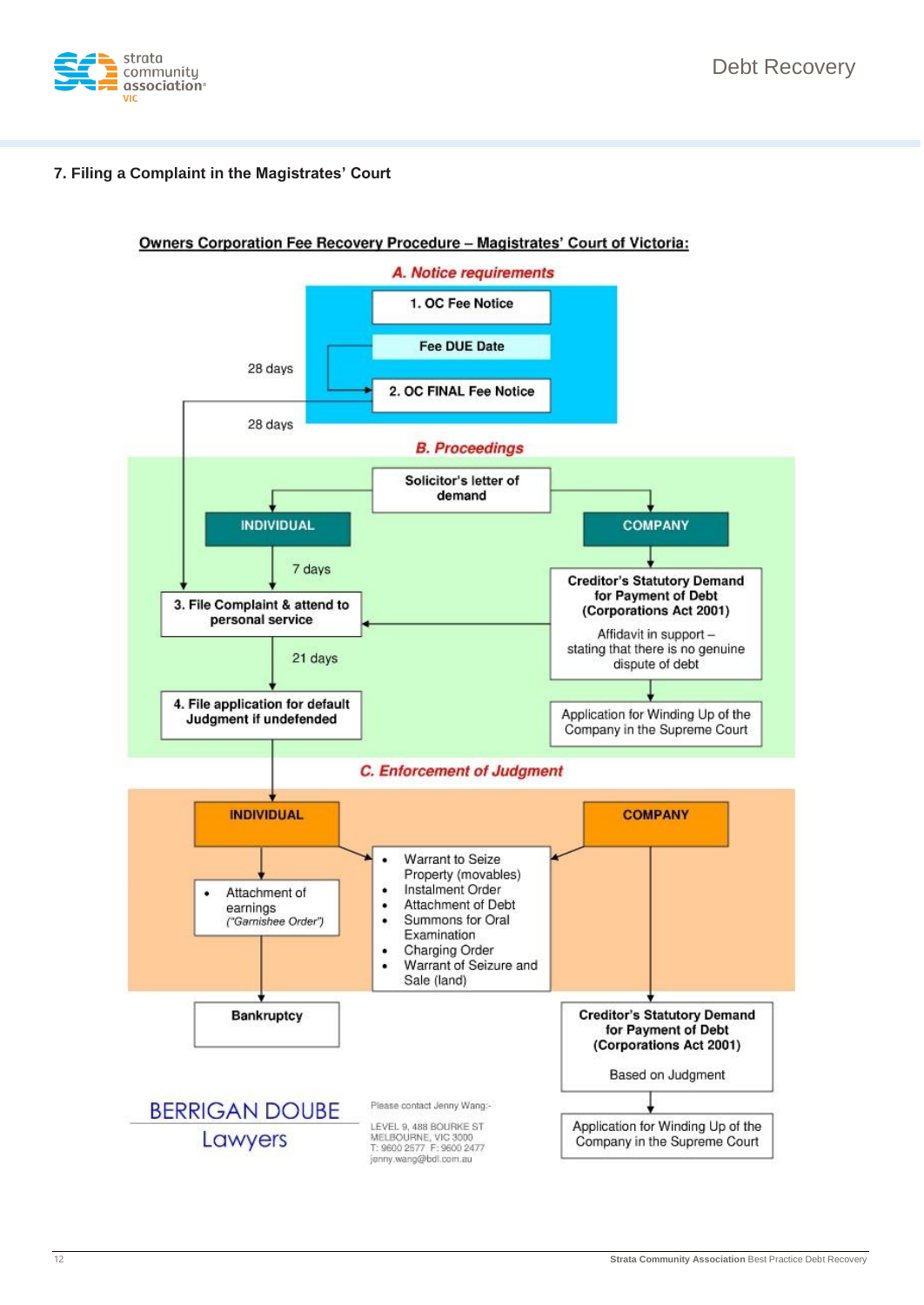## 7. Filing a Complaint in the Magistrates' Court

**Owners Corporation Fee Recovery Procedure – Magistrates' Court of Victoria:**

### *A. Notice requirements*

- **1. OC Fee Notice**
- **Fee DUE Date**
- 28 days
- **2. OC FINAL Fee Notice**
- 28 days

### *B. Proceedings*

**Solicitor's letter of demand**

**INDIVIDUAL**

- 7 days
- **3. File Complaint & attend to personal service**
- 21 days
- **4. File application for default Judgment if undefended**

**COMPANY**

- **Creditor's Statutory Demand for Payment of Debt (Corporations Act 2001)**
  Affidavit in support – stating that there is no genuine dispute of debt
- Application for Winding Up of the Company in the Supreme Court

### *C. Enforcement of Judgment*

**INDIVIDUAL**

- Attachment of earnings (*"Garnishee Order"*)
- **Bankruptcy**

**INDIVIDUAL / COMPANY**

- Warrant to Seize Property (movables)
- Instalment Order
- Attachment of Debt
- Summons for Oral Examination
- Charging Order
- Warrant of Seizure and Sale (land)

**COMPANY**

- **Creditor's Statutory Demand for Payment of Debt (Corporations Act 2001)**
  Based on Judgment
- Application for Winding Up of the Company in the Supreme Court

BERRIGAN DOUBE Lawyers

Please contact Jenny Wang:-

LEVEL 9, 488 BOURKE ST
MELBOURNE, VIC 3000
T: 9600 2577 F: 9600 2477
jenny.wang@bdl.com.au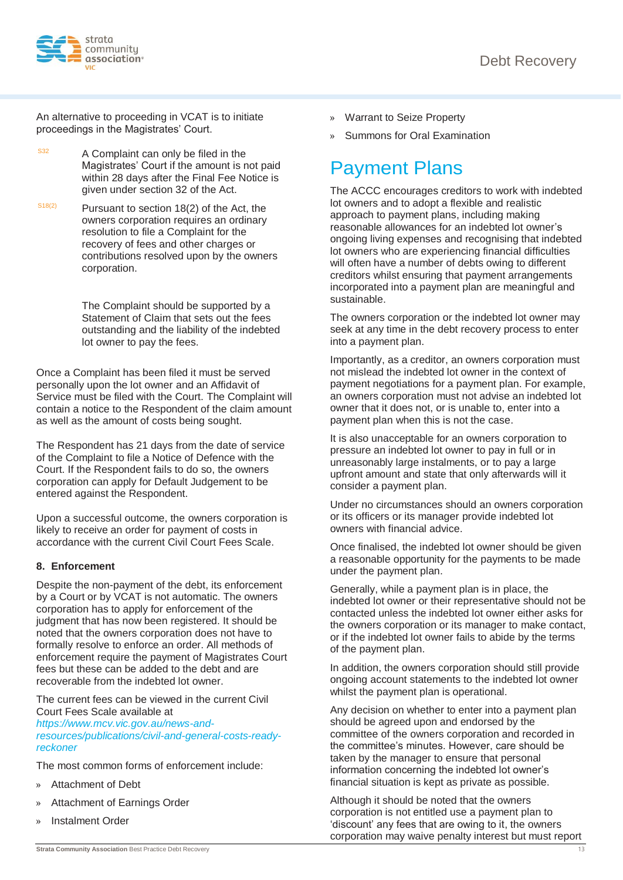An alternative to proceeding in VCAT is to initiate proceedings in the Magistrates' Court.

S32 A Complaint can only be filed in the Magistrates' Court if the amount is not paid within 28 days after the Final Fee Notice is given under section 32 of the Act.

S18(2) Pursuant to section 18(2) of the Act, the owners corporation requires an ordinary resolution to file a Complaint for the recovery of fees and other charges or contributions resolved upon by the owners corporation.

The Complaint should be supported by a Statement of Claim that sets out the fees outstanding and the liability of the indebted lot owner to pay the fees.

Once a Complaint has been filed it must be served personally upon the lot owner and an Affidavit of Service must be filed with the Court. The Complaint will contain a notice to the Respondent of the claim amount as well as the amount of costs being sought.

The Respondent has 21 days from the date of service of the Complaint to file a Notice of Defence with the Court. If the Respondent fails to do so, the owners corporation can apply for Default Judgement to be entered against the Respondent.

Upon a successful outcome, the owners corporation is likely to receive an order for payment of costs in accordance with the current Civil Court Fees Scale.

### 8. Enforcement

Despite the non-payment of the debt, its enforcement by a Court or by VCAT is not automatic. The owners corporation has to apply for enforcement of the judgment that has now been registered. It should be noted that the owners corporation does not have to formally resolve to enforce an order. All methods of enforcement require the payment of Magistrates Court fees but these can be added to the debt and are recoverable from the indebted lot owner.

The current fees can be viewed in the current Civil Court Fees Scale available at *https://www.mcv.vic.gov.au/news-and-resources/publications/civil-and-general-costs-ready-reckoner*

The most common forms of enforcement include:

- Attachment of Debt
- Attachment of Earnings Order
- Instalment Order
- Warrant to Seize Property
- Summons for Oral Examination

# Payment Plans

The ACCC encourages creditors to work with indebted lot owners and to adopt a flexible and realistic approach to payment plans, including making reasonable allowances for an indebted lot owner's ongoing living expenses and recognising that indebted lot owners who are experiencing financial difficulties will often have a number of debts owing to different creditors whilst ensuring that payment arrangements incorporated into a payment plan are meaningful and sustainable.

The owners corporation or the indebted lot owner may seek at any time in the debt recovery process to enter into a payment plan.

Importantly, as a creditor, an owners corporation must not mislead the indebted lot owner in the context of payment negotiations for a payment plan. For example, an owners corporation must not advise an indebted lot owner that it does not, or is unable to, enter into a payment plan when this is not the case.

It is also unacceptable for an owners corporation to pressure an indebted lot owner to pay in full or in unreasonably large instalments, or to pay a large upfront amount and state that only afterwards will it consider a payment plan.

Under no circumstances should an owners corporation or its officers or its manager provide indebted lot owners with financial advice.

Once finalised, the indebted lot owner should be given a reasonable opportunity for the payments to be made under the payment plan.

Generally, while a payment plan is in place, the indebted lot owner or their representative should not be contacted unless the indebted lot owner either asks for the owners corporation or its manager to make contact, or if the indebted lot owner fails to abide by the terms of the payment plan.

In addition, the owners corporation should still provide ongoing account statements to the indebted lot owner whilst the payment plan is operational.

Any decision on whether to enter into a payment plan should be agreed upon and endorsed by the committee of the owners corporation and recorded in the committee's minutes. However, care should be taken by the manager to ensure that personal information concerning the indebted lot owner's financial situation is kept as private as possible.

Although it should be noted that the owners corporation is not entitled use a payment plan to 'discount' any fees that are owing to it, the owners corporation may waive penalty interest but must report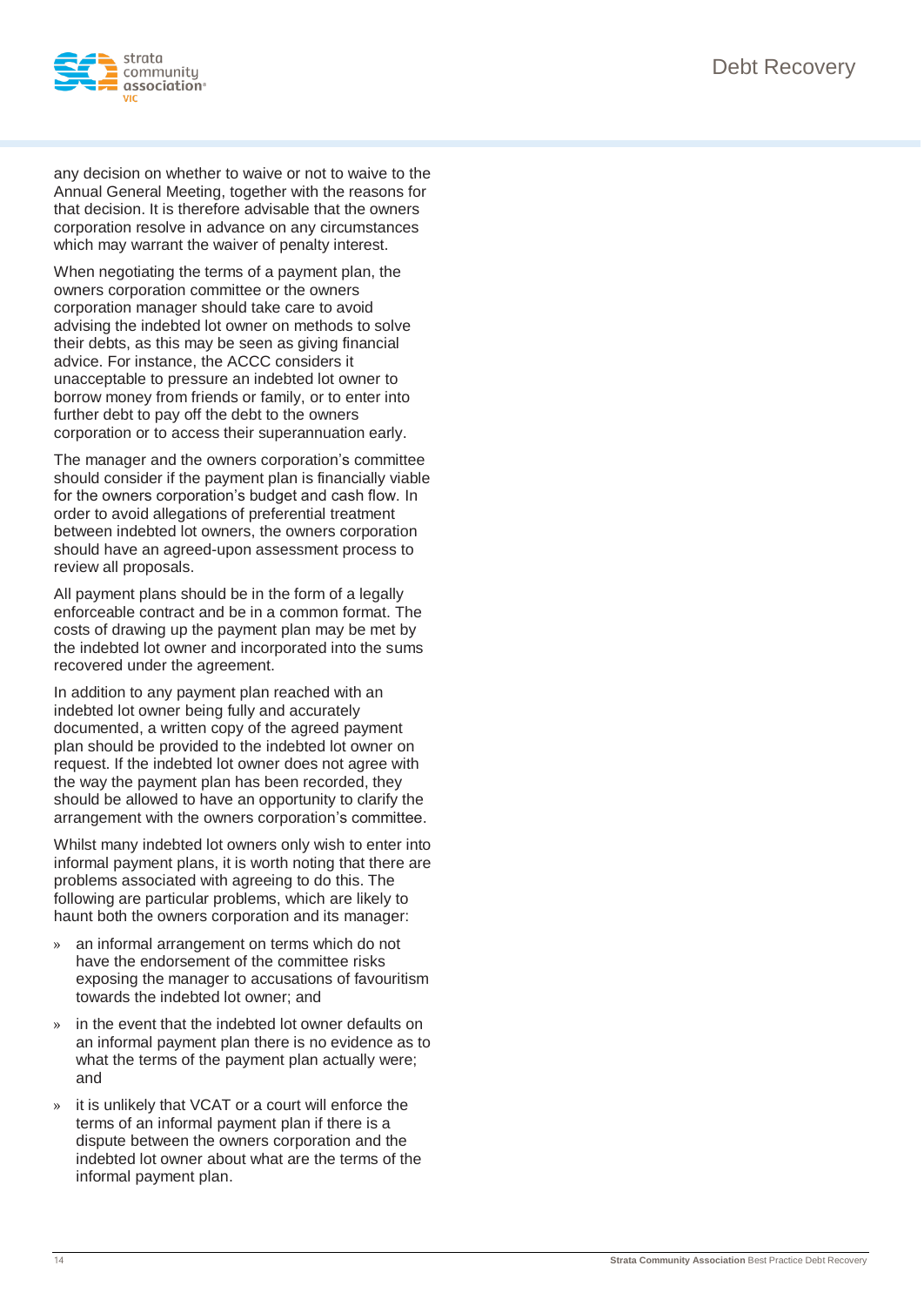any decision on whether to waive or not to waive to the Annual General Meeting, together with the reasons for that decision. It is therefore advisable that the owners corporation resolve in advance on any circumstances which may warrant the waiver of penalty interest.

When negotiating the terms of a payment plan, the owners corporation committee or the owners corporation manager should take care to avoid advising the indebted lot owner on methods to solve their debts, as this may be seen as giving financial advice. For instance, the ACCC considers it unacceptable to pressure an indebted lot owner to borrow money from friends or family, or to enter into further debt to pay off the debt to the owners corporation or to access their superannuation early.

The manager and the owners corporation's committee should consider if the payment plan is financially viable for the owners corporation's budget and cash flow. In order to avoid allegations of preferential treatment between indebted lot owners, the owners corporation should have an agreed-upon assessment process to review all proposals.

All payment plans should be in the form of a legally enforceable contract and be in a common format. The costs of drawing up the payment plan may be met by the indebted lot owner and incorporated into the sums recovered under the agreement.

In addition to any payment plan reached with an indebted lot owner being fully and accurately documented, a written copy of the agreed payment plan should be provided to the indebted lot owner on request. If the indebted lot owner does not agree with the way the payment plan has been recorded, they should be allowed to have an opportunity to clarify the arrangement with the owners corporation's committee.

Whilst many indebted lot owners only wish to enter into informal payment plans, it is worth noting that there are problems associated with agreeing to do this. The following are particular problems, which are likely to haunt both the owners corporation and its manager:

- an informal arrangement on terms which do not have the endorsement of the committee risks exposing the manager to accusations of favouritism towards the indebted lot owner; and
- in the event that the indebted lot owner defaults on an informal payment plan there is no evidence as to what the terms of the payment plan actually were; and
- it is unlikely that VCAT or a court will enforce the terms of an informal payment plan if there is a dispute between the owners corporation and the indebted lot owner about what are the terms of the informal payment plan.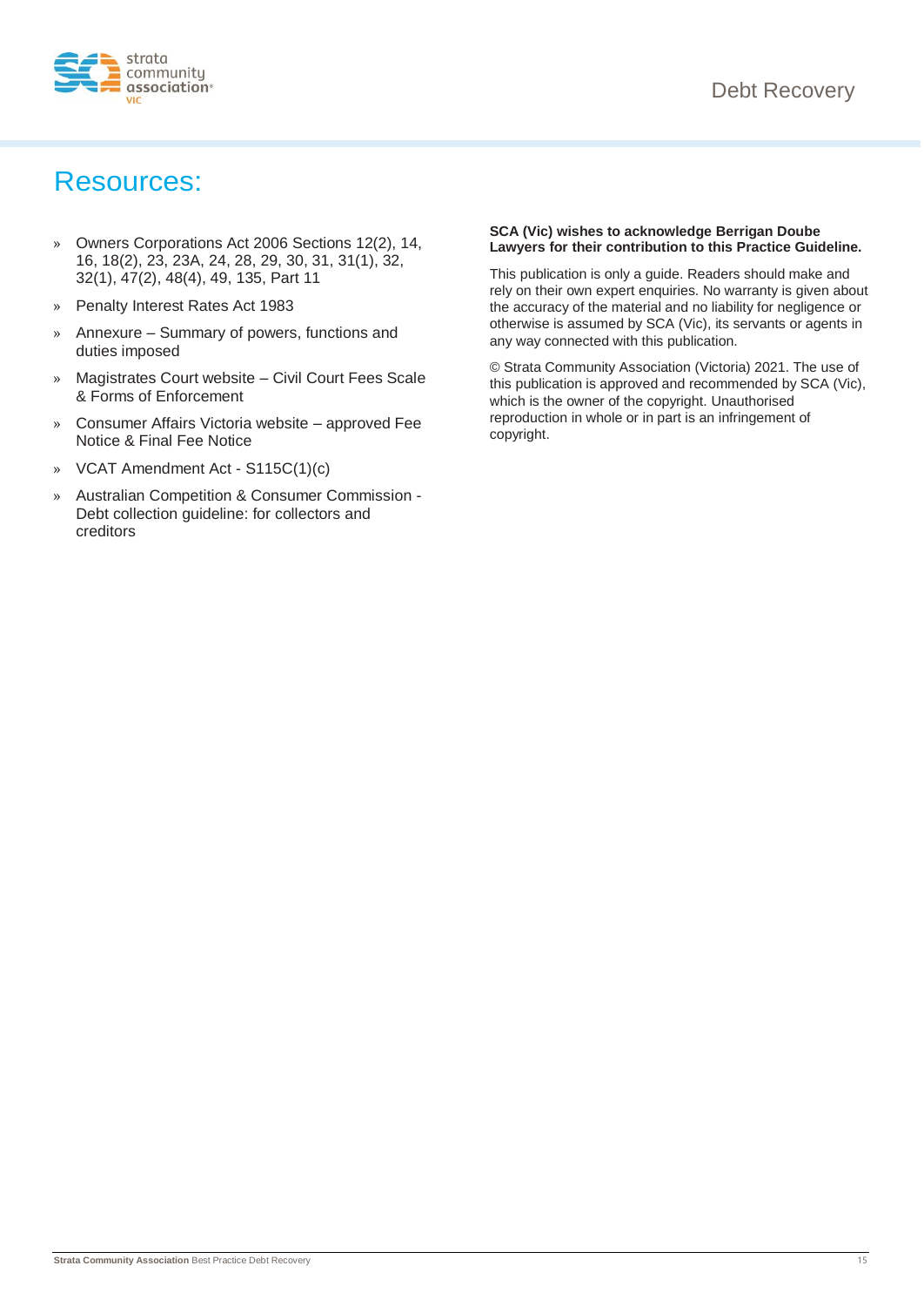# Resources:

- Owners Corporations Act 2006 Sections 12(2), 14, 16, 18(2), 23, 23A, 24, 28, 29, 30, 31, 31(1), 32, 32(1), 47(2), 48(4), 49, 135, Part 11
- Penalty Interest Rates Act 1983
- Annexure – Summary of powers, functions and duties imposed
- Magistrates Court website – Civil Court Fees Scale & Forms of Enforcement
- Consumer Affairs Victoria website – approved Fee Notice & Final Fee Notice
- VCAT Amendment Act - S115C(1)(c)
- Australian Competition & Consumer Commission - Debt collection guideline: for collectors and creditors

**SCA (Vic) wishes to acknowledge Berrigan Doube Lawyers for their contribution to this Practice Guideline.**

This publication is only a guide. Readers should make and rely on their own expert enquiries. No warranty is given about the accuracy of the material and no liability for negligence or otherwise is assumed by SCA (Vic), its servants or agents in any way connected with this publication.

© Strata Community Association (Victoria) 2021. The use of this publication is approved and recommended by SCA (Vic), which is the owner of the copyright. Unauthorised reproduction in whole or in part is an infringement of copyright.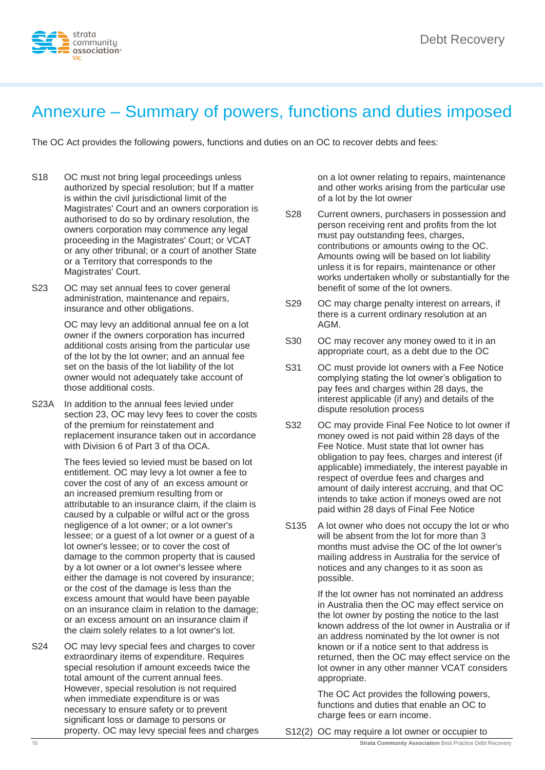# Annexure – Summary of powers, functions and duties imposed

The OC Act provides the following powers, functions and duties on an OC to recover debts and fees:

**S18** OC must not bring legal proceedings unless authorized by special resolution; but If a matter is within the civil jurisdictional limit of the Magistrates' Court and an owners corporation is authorised to do so by ordinary resolution, the owners corporation may commence any legal proceeding in the Magistrates' Court; or VCAT or any other tribunal; or a court of another State or a Territory that corresponds to the Magistrates' Court.

**S23** OC may set annual fees to cover general administration, maintenance and repairs, insurance and other obligations.

OC may levy an additional annual fee on a lot owner if the owners corporation has incurred additional costs arising from the particular use of the lot by the lot owner; and an annual fee set on the basis of the lot liability of the lot owner would not adequately take account of those additional costs.

**S23A** In addition to the annual fees levied under section 23, OC may levy fees to cover the costs of the premium for reinstatement and replacement insurance taken out in accordance with Division 6 of Part 3 of tha OCA.

The fees levied so levied must be based on lot entitlement. OC may levy a lot owner a fee to cover the cost of any of an excess amount or an increased premium resulting from or attributable to an insurance claim, if the claim is caused by a culpable or wilful act or the gross negligence of a lot owner; or a lot owner's lessee; or a guest of a lot owner or a guest of a lot owner's lessee; or to cover the cost of damage to the common property that is caused by a lot owner or a lot owner's lessee where either the damage is not covered by insurance; or the cost of the damage is less than the excess amount that would have been payable on an insurance claim in relation to the damage; or an excess amount on an insurance claim if the claim solely relates to a lot owner's lot.

**S24** OC may levy special fees and charges to cover extraordinary items of expenditure. Requires special resolution if amount exceeds twice the total amount of the current annual fees. However, special resolution is not required when immediate expenditure is or was necessary to ensure safety or to prevent significant loss or damage to persons or property. OC may levy special fees and charges on a lot owner relating to repairs, maintenance and other works arising from the particular use of a lot by the lot owner

**S28** Current owners, purchasers in possession and person receiving rent and profits from the lot must pay outstanding fees, charges, contributions or amounts owing to the OC. Amounts owing will be based on lot liability unless it is for repairs, maintenance or other works undertaken wholly or substantially for the benefit of some of the lot owners.

**S29** OC may charge penalty interest on arrears, if there is a current ordinary resolution at an AGM.

**S30** OC may recover any money owed to it in an appropriate court, as a debt due to the OC

**S31** OC must provide lot owners with a Fee Notice complying stating the lot owner's obligation to pay fees and charges within 28 days, the interest applicable (if any) and details of the dispute resolution process

**S32** OC may provide Final Fee Notice to lot owner if money owed is not paid within 28 days of the Fee Notice. Must state that lot owner has obligation to pay fees, charges and interest (if applicable) immediately, the interest payable in respect of overdue fees and charges and amount of daily interest accruing, and that OC intends to take action if moneys owed are not paid within 28 days of Final Fee Notice

**S135** A lot owner who does not occupy the lot or who will be absent from the lot for more than 3 months must advise the OC of the lot owner's mailing address in Australia for the service of notices and any changes to it as soon as possible.

If the lot owner has not nominated an address in Australia then the OC may effect service on the lot owner by posting the notice to the last known address of the lot owner in Australia or if an address nominated by the lot owner is not known or if a notice sent to that address is returned, then the OC may effect service on the lot owner in any other manner VCAT considers appropriate.

The OC Act provides the following powers, functions and duties that enable an OC to charge fees or earn income.

**S12(2)** OC may require a lot owner or occupier to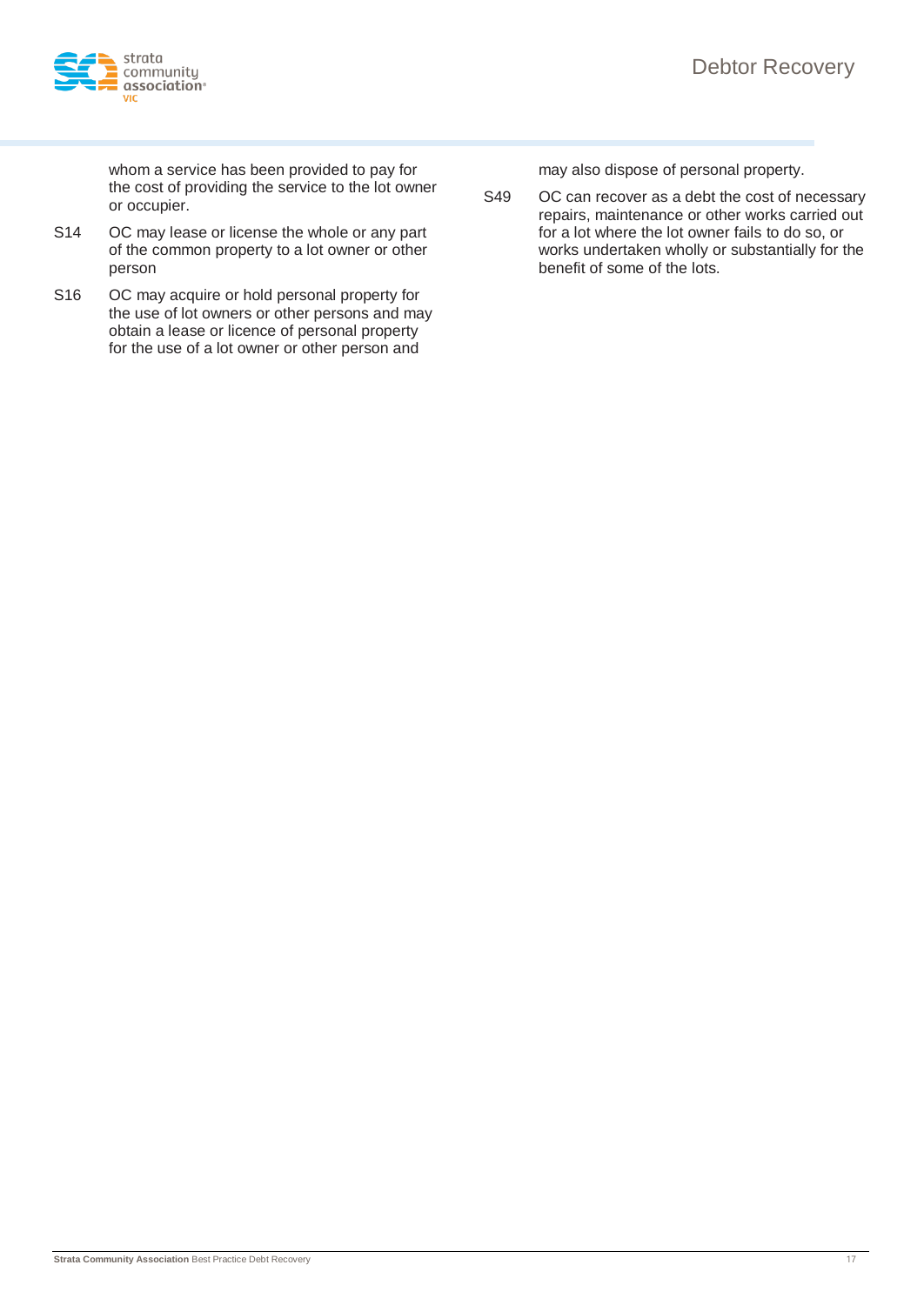whom a service has been provided to pay for the cost of providing the service to the lot owner or occupier.

S14 OC may lease or license the whole or any part of the common property to a lot owner or other person

S16 OC may acquire or hold personal property for the use of lot owners or other persons and may obtain a lease or licence of personal property for the use of a lot owner or other person and may also dispose of personal property.

S49 OC can recover as a debt the cost of necessary repairs, maintenance or other works carried out for a lot where the lot owner fails to do so, or works undertaken wholly or substantially for the benefit of some of the lots.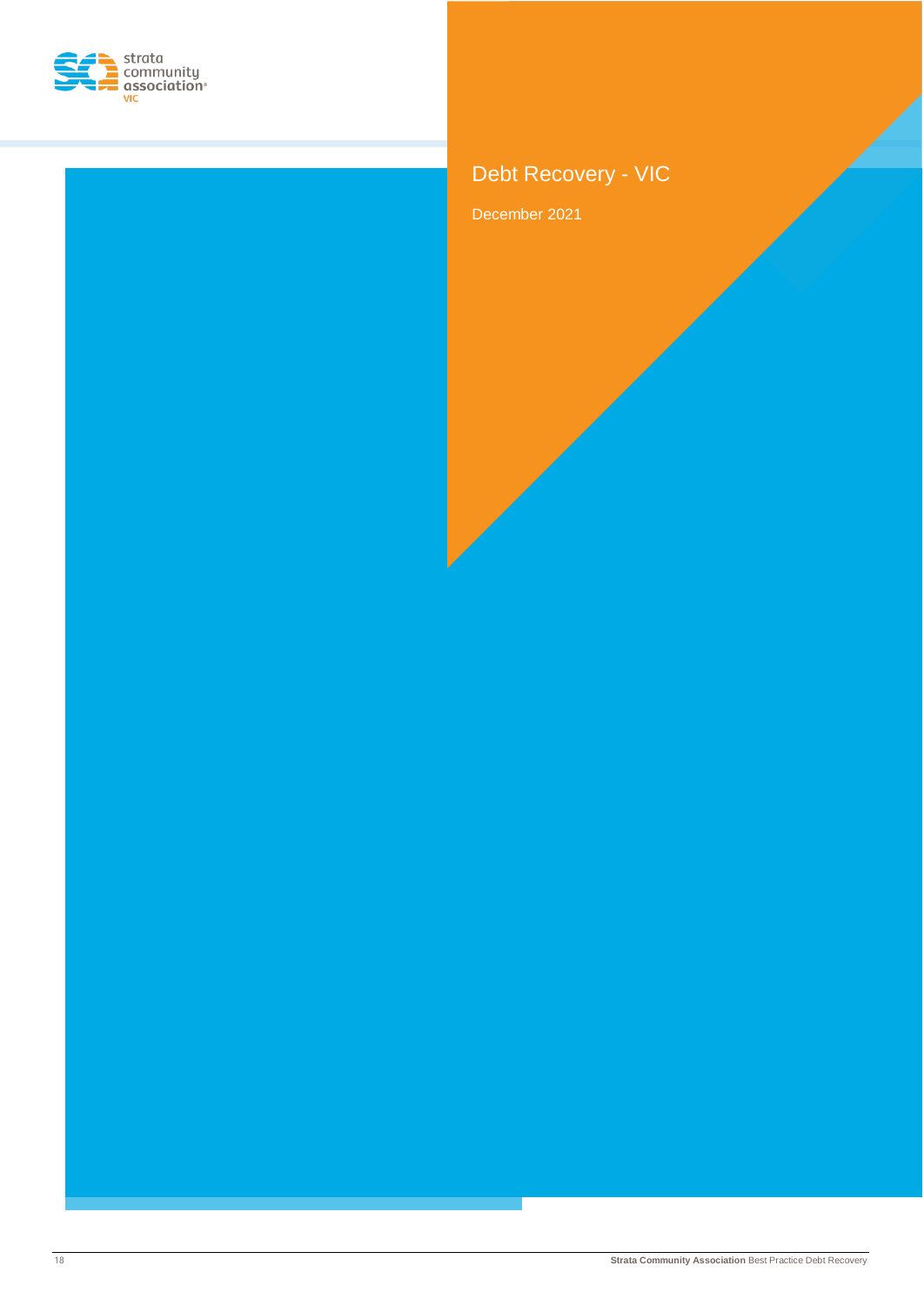strata community association VIC

# Debt Recovery - VIC

December 2021